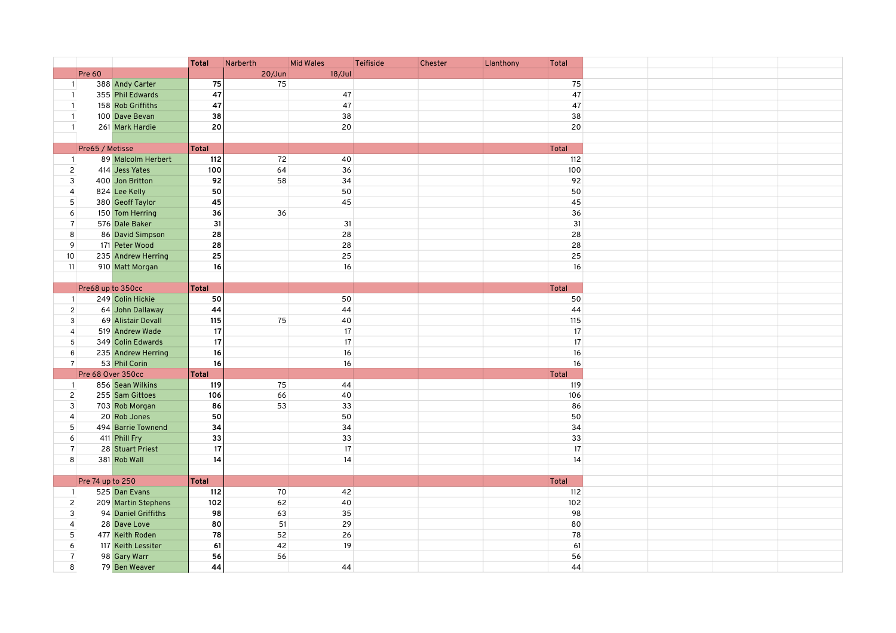| | | | Total | Narberth | Mid Wales | Teifiside | Chester | Llanthony | Total |
|---|---|---|---|---|---|---|---|---|---|
| | Pre 60 | | | 20/Jun | 18/Jul | | | | |
| 1 | 388 | Andy Carter | **75** | 75 | | | | | 75 |
| 1 | 355 | Phil Edwards | **47** | | 47 | | | | 47 |
| 1 | 158 | Rob Griffiths | **47** | | 47 | | | | 47 |
| 1 | 100 | Dave Bevan | **38** | | 38 | | | | 38 |
| 1 | 261 | Mark Hardie | **20** | | 20 | | | | 20 |
| | | | | | | | | | |
| | Pre65 / Metisse | | **Total** | | | | | | Total |
| 1 | 89 | Malcolm Herbert | **112** | 72 | 40 | | | | 112 |
| 2 | 414 | Jess Yates | **100** | 64 | 36 | | | | 100 |
| 3 | 400 | Jon Britton | **92** | 58 | 34 | | | | 92 |
| 4 | 824 | Lee Kelly | **50** | | 50 | | | | 50 |
| 5 | 380 | Geoff Taylor | **45** | | 45 | | | | 45 |
| 6 | 150 | Tom Herring | **36** | 36 | | | | | 36 |
| 7 | 576 | Dale Baker | **31** | | 31 | | | | 31 |
| 8 | 86 | David Simpson | **28** | | 28 | | | | 28 |
| 9 | 171 | Peter Wood | **28** | | 28 | | | | 28 |
| 10 | 235 | Andrew Herring | **25** | | 25 | | | | 25 |
| 11 | 910 | Matt Morgan | **16** | | 16 | | | | 16 |
| | | | | | | | | | |
| | Pre68 up to 350cc | | **Total** | | | | | | Total |
| 1 | 249 | Colin Hickie | **50** | | 50 | | | | 50 |
| 2 | 64 | John Dallaway | **44** | | 44 | | | | 44 |
| 3 | 69 | Alistair Devall | **115** | 75 | 40 | | | | 115 |
| 4 | 519 | Andrew Wade | **17** | | 17 | | | | 17 |
| 5 | 349 | Colin Edwards | **17** | | 17 | | | | 17 |
| 6 | 235 | Andrew Herring | **16** | | 16 | | | | 16 |
| 7 | 53 | Phil Corin | **16** | | 16 | | | | 16 |
| | Pre 68 Over 350cc | | **Total** | | | | | | Total |
| 1 | 856 | Sean Wilkins | **119** | 75 | 44 | | | | 119 |
| 2 | 255 | Sam Gittoes | **106** | 66 | 40 | | | | 106 |
| 3 | 703 | Rob Morgan | **86** | 53 | 33 | | | | 86 |
| 4 | 20 | Rob Jones | **50** | | 50 | | | | 50 |
| 5 | 494 | Barrie Townend | **34** | | 34 | | | | 34 |
| 6 | 411 | Phill Fry | **33** | | 33 | | | | 33 |
| 7 | 28 | Stuart Priest | **17** | | 17 | | | | 17 |
| 8 | 381 | Rob Wall | **14** | | 14 | | | | 14 |
| | | | | | | | | | |
| | Pre 74 up to 250 | | **Total** | | | | | | Total |
| 1 | 525 | Dan Evans | **112** | 70 | 42 | | | | 112 |
| 2 | 209 | Martin Stephens | **102** | 62 | 40 | | | | 102 |
| 3 | 94 | Daniel Griffiths | **98** | 63 | 35 | | | | 98 |
| 4 | 28 | Dave Love | **80** | 51 | 29 | | | | 80 |
| 5 | 477 | Keith Roden | **78** | 52 | 26 | | | | 78 |
| 6 | 117 | Keith Lessiter | **61** | 42 | 19 | | | | 61 |
| 7 | 98 | Gary Warr | **56** | 56 | | | | | 56 |
| 8 | 79 | Ben Weaver | **44** | | 44 | | | | 44 |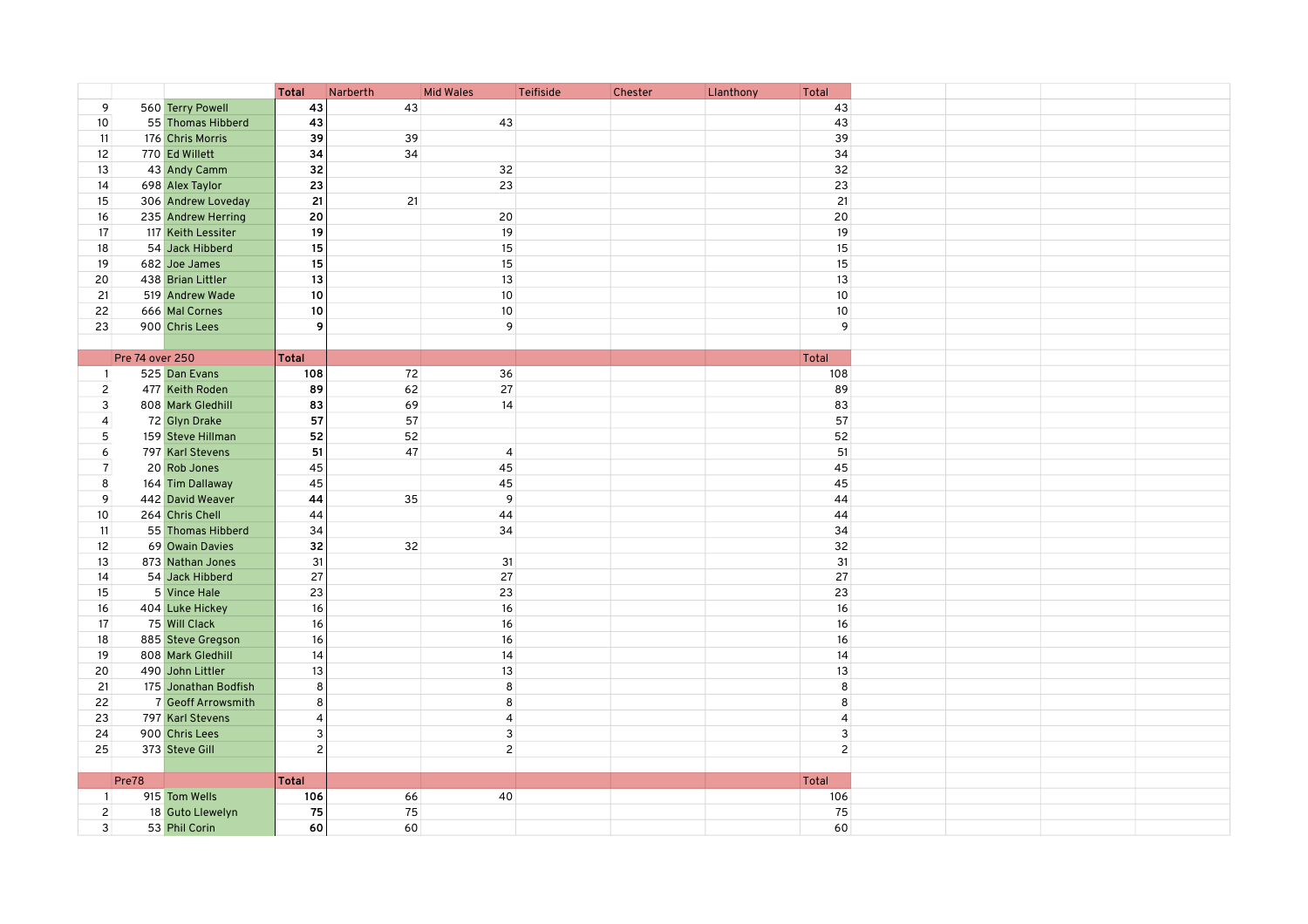| | | | Total | Narberth | Mid Wales | Teifiside | Chester | Llanthony | Total |
|---|---|---|---|---|---|---|---|---|---|
| 9 | 560 | Terry Powell | **43** | 43 | | | | | 43 |
| 10 | 55 | Thomas Hibberd | **43** | | 43 | | | | 43 |
| 11 | 176 | Chris Morris | **39** | 39 | | | | | 39 |
| 12 | 770 | Ed Willett | **34** | 34 | | | | | 34 |
| 13 | 43 | Andy Camm | **32** | | 32 | | | | 32 |
| 14 | 698 | Alex Taylor | **23** | | 23 | | | | 23 |
| 15 | 306 | Andrew Loveday | **21** | 21 | | | | | 21 |
| 16 | 235 | Andrew Herring | **20** | | 20 | | | | 20 |
| 17 | 117 | Keith Lessiter | **19** | | 19 | | | | 19 |
| 18 | 54 | Jack Hibberd | **15** | | 15 | | | | 15 |
| 19 | 682 | Joe James | **15** | | 15 | | | | 15 |
| 20 | 438 | Brian Littler | **13** | | 13 | | | | 13 |
| 21 | 519 | Andrew Wade | **10** | | 10 | | | | 10 |
| 22 | 666 | Mal Cornes | **10** | | 10 | | | | 10 |
| 23 | 900 | Chris Lees | **9** | | 9 | | | | 9 |
| | | | | | | | | | |
| | Pre 74 over 250 | | **Total** | | | | | | Total |
| 1 | 525 | Dan Evans | **108** | 72 | 36 | | | | 108 |
| 2 | 477 | Keith Roden | **89** | 62 | 27 | | | | 89 |
| 3 | 808 | Mark Gledhill | **83** | 69 | 14 | | | | 83 |
| 4 | 72 | Glyn Drake | **57** | 57 | | | | | 57 |
| 5 | 159 | Steve Hillman | **52** | 52 | | | | | 52 |
| 6 | 797 | Karl Stevens | **51** | 47 | 4 | | | | 51 |
| 7 | 20 | Rob Jones | 45 | | 45 | | | | 45 |
| 8 | 164 | Tim Dallaway | 45 | | 45 | | | | 45 |
| 9 | 442 | David Weaver | **44** | 35 | 9 | | | | 44 |
| 10 | 264 | Chris Chell | 44 | | 44 | | | | 44 |
| 11 | 55 | Thomas Hibberd | 34 | | 34 | | | | 34 |
| 12 | 69 | Owain Davies | **32** | 32 | | | | | 32 |
| 13 | 873 | Nathan Jones | 31 | | 31 | | | | 31 |
| 14 | 54 | Jack Hibberd | 27 | | 27 | | | | 27 |
| 15 | 5 | Vince Hale | 23 | | 23 | | | | 23 |
| 16 | 404 | Luke Hickey | 16 | | 16 | | | | 16 |
| 17 | 75 | Will Clack | 16 | | 16 | | | | 16 |
| 18 | 885 | Steve Gregson | 16 | | 16 | | | | 16 |
| 19 | 808 | Mark Gledhill | 14 | | 14 | | | | 14 |
| 20 | 490 | John Littler | 13 | | 13 | | | | 13 |
| 21 | 175 | Jonathan Bodfish | 8 | | 8 | | | | 8 |
| 22 | 7 | Geoff Arrowsmith | 8 | | 8 | | | | 8 |
| 23 | 797 | Karl Stevens | 4 | | 4 | | | | 4 |
| 24 | 900 | Chris Lees | 3 | | 3 | | | | 3 |
| 25 | 373 | Steve Gill | 2 | | 2 | | | | 2 |
| | | | | | | | | | |
| | Pre78 | | **Total** | | | | | | Total |
| 1 | 915 | Tom Wells | **106** | 66 | 40 | | | | 106 |
| 2 | 18 | Guto Llewelyn | **75** | 75 | | | | | 75 |
| 3 | 53 | Phil Corin | **60** | 60 | | | | | 60 |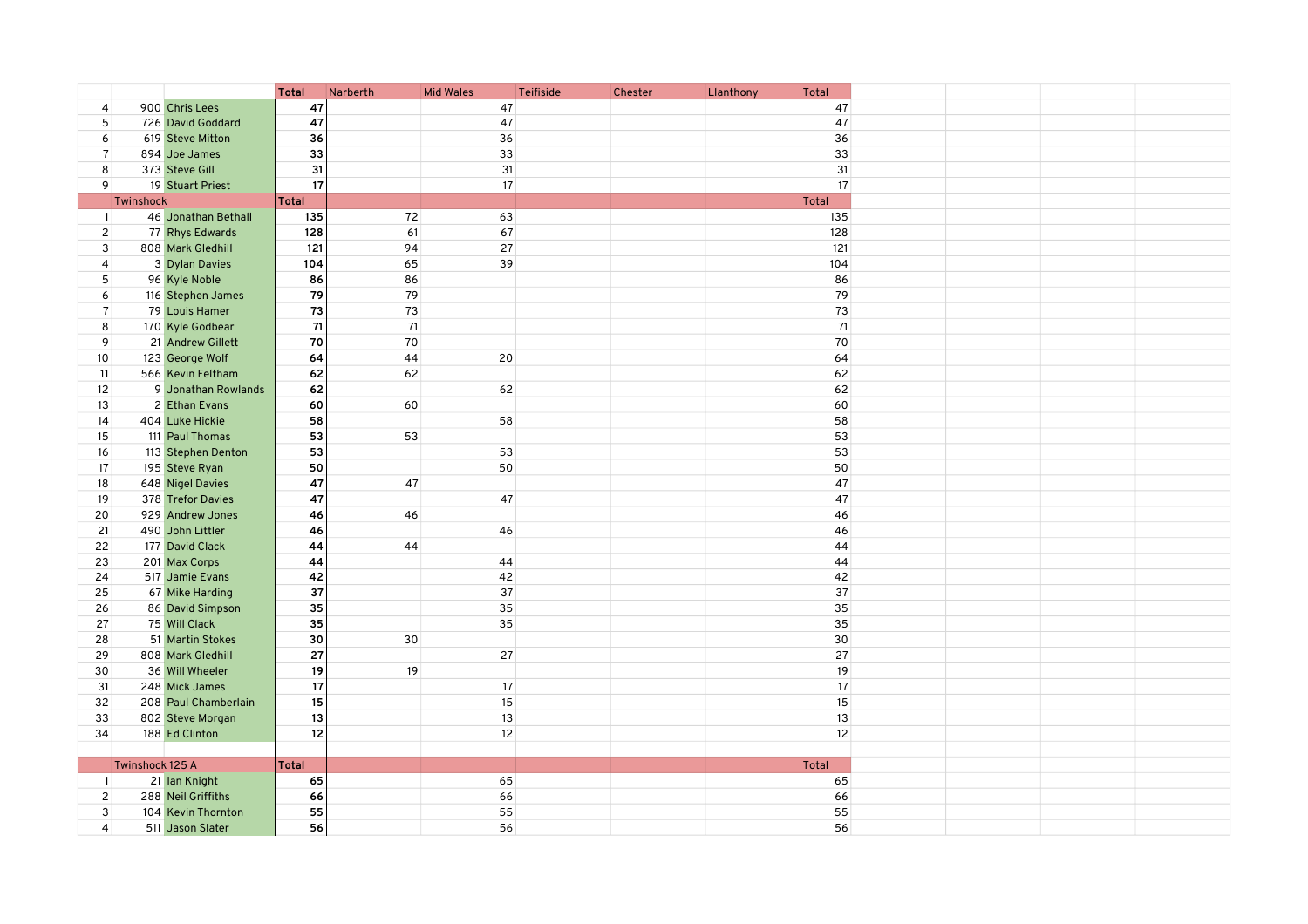| | | | Total | Narberth | Mid Wales | Teifiside | Chester | Llanthony | Total |
|---|---|---|---|---|---|---|---|---|---|
| 4 | 900 | Chris Lees | **47** | | 47 | | | | 47 |
| 5 | 726 | David Goddard | **47** | | 47 | | | | 47 |
| 6 | 619 | Steve Mitton | **36** | | 36 | | | | 36 |
| 7 | 894 | Joe James | **33** | | 33 | | | | 33 |
| 8 | 373 | Steve Gill | **31** | | 31 | | | | 31 |
| 9 | 19 | Stuart Priest | **17** | | 17 | | | | 17 |
| | Twinshock | | **Total** | | | | | | Total |
| 1 | 46 | Jonathan Bethall | **135** | 72 | 63 | | | | 135 |
| 2 | 77 | Rhys Edwards | **128** | 61 | 67 | | | | 128 |
| 3 | 808 | Mark Gledhill | **121** | 94 | 27 | | | | 121 |
| 4 | 3 | Dylan Davies | **104** | 65 | 39 | | | | 104 |
| 5 | 96 | Kyle Noble | **86** | 86 | | | | | 86 |
| 6 | 116 | Stephen James | **79** | 79 | | | | | 79 |
| 7 | 79 | Louis Hamer | **73** | 73 | | | | | 73 |
| 8 | 170 | Kyle Godbear | **71** | 71 | | | | | 71 |
| 9 | 21 | Andrew Gillett | **70** | 70 | | | | | 70 |
| 10 | 123 | George Wolf | **64** | 44 | 20 | | | | 64 |
| 11 | 566 | Kevin Feltham | **62** | 62 | | | | | 62 |
| 12 | 9 | Jonathan Rowlands | **62** | | 62 | | | | 62 |
| 13 | 2 | Ethan Evans | **60** | 60 | | | | | 60 |
| 14 | 404 | Luke Hickie | **58** | | 58 | | | | 58 |
| 15 | 111 | Paul Thomas | **53** | 53 | | | | | 53 |
| 16 | 113 | Stephen Denton | **53** | | 53 | | | | 53 |
| 17 | 195 | Steve Ryan | **50** | | 50 | | | | 50 |
| 18 | 648 | Nigel Davies | **47** | 47 | | | | | 47 |
| 19 | 378 | Trefor Davies | **47** | | 47 | | | | 47 |
| 20 | 929 | Andrew Jones | **46** | 46 | | | | | 46 |
| 21 | 490 | John Littler | **46** | | 46 | | | | 46 |
| 22 | 177 | David Clack | **44** | 44 | | | | | 44 |
| 23 | 201 | Max Corps | **44** | | 44 | | | | 44 |
| 24 | 517 | Jamie Evans | **42** | | 42 | | | | 42 |
| 25 | 67 | Mike Harding | **37** | | 37 | | | | 37 |
| 26 | 86 | David Simpson | **35** | | 35 | | | | 35 |
| 27 | 75 | Will Clack | **35** | | 35 | | | | 35 |
| 28 | 51 | Martin Stokes | **30** | 30 | | | | | 30 |
| 29 | 808 | Mark Gledhill | **27** | | 27 | | | | 27 |
| 30 | 36 | Will Wheeler | **19** | 19 | | | | | 19 |
| 31 | 248 | Mick James | **17** | | 17 | | | | 17 |
| 32 | 208 | Paul Chamberlain | **15** | | 15 | | | | 15 |
| 33 | 802 | Steve Morgan | **13** | | 13 | | | | 13 |
| 34 | 188 | Ed Clinton | **12** | | 12 | | | | 12 |
| | | | | | | | | | |
| | Twinshock 125 A | | **Total** | | | | | | Total |
| 1 | 21 | Ian Knight | **65** | | 65 | | | | 65 |
| 2 | 288 | Neil Griffiths | **66** | | 66 | | | | 66 |
| 3 | 104 | Kevin Thornton | **55** | | 55 | | | | 55 |
| 4 | 511 | Jason Slater | **56** | | 56 | | | | 56 |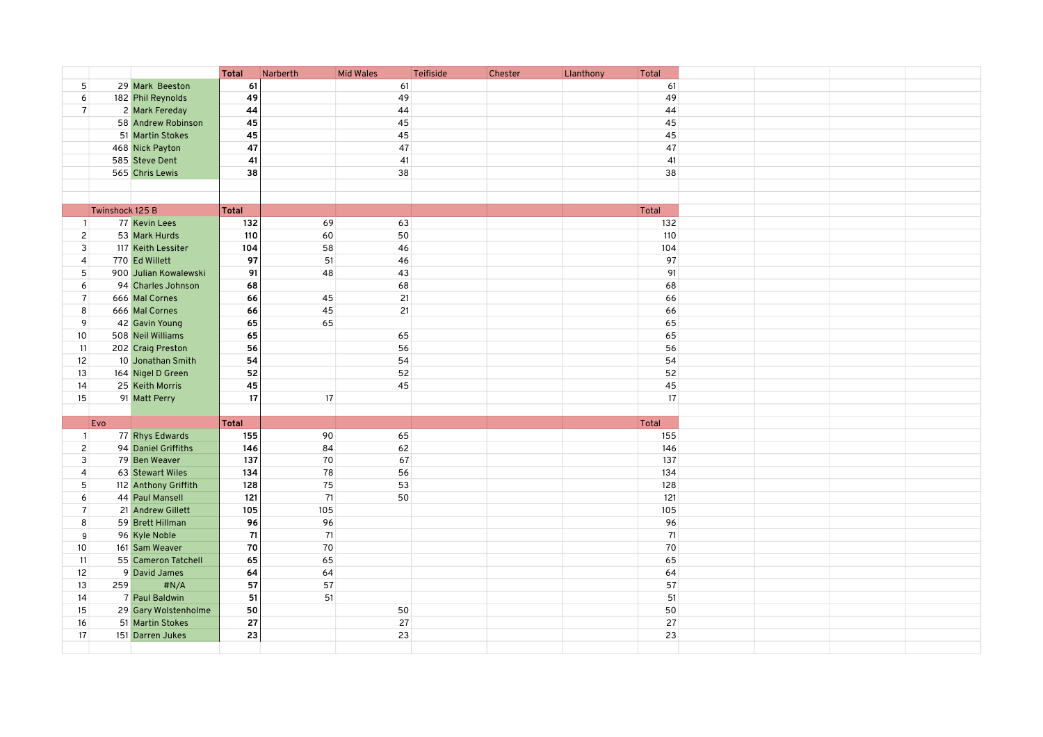| | | | Total | Narberth | Mid Wales | Teifiside | Chester | Llanthony | Total |
|---|---|---|---|---|---|---|---|---|---|
| 5 | 29 | Mark Beeston | **61** | | 61 | | | | 61 |
| 6 | 182 | Phil Reynolds | **49** | | 49 | | | | 49 |
| 7 | 2 | Mark Fereday | **44** | | 44 | | | | 44 |
| | 58 | Andrew Robinson | **45** | | 45 | | | | 45 |
| | 51 | Martin Stokes | **45** | | 45 | | | | 45 |
| | 468 | Nick Payton | **47** | | 47 | | | | 47 |
| | 585 | Steve Dent | **41** | | 41 | | | | 41 |
| | 565 | Chris Lewis | **38** | | 38 | | | | 38 |

| | Twinshock 125 B | | Total | | | | | | Total |
|---|---|---|---|---|---|---|---|---|---|
| 1 | 77 | Kevin Lees | **132** | 69 | 63 | | | | 132 |
| 2 | 53 | Mark Hurds | **110** | 60 | 50 | | | | 110 |
| 3 | 117 | Keith Lessiter | **104** | 58 | 46 | | | | 104 |
| 4 | 770 | Ed Willett | **97** | 51 | 46 | | | | 97 |
| 5 | 900 | Julian Kowalewski | **91** | 48 | 43 | | | | 91 |
| 6 | 94 | Charles Johnson | **68** | | 68 | | | | 68 |
| 7 | 666 | Mal Cornes | **66** | 45 | 21 | | | | 66 |
| 8 | 666 | Mal Cornes | **66** | 45 | 21 | | | | 66 |
| 9 | 42 | Gavin Young | **65** | 65 | | | | | 65 |
| 10 | 508 | Neil Williams | **65** | | 65 | | | | 65 |
| 11 | 202 | Craig Preston | **56** | | 56 | | | | 56 |
| 12 | 10 | Jonathan Smith | **54** | | 54 | | | | 54 |
| 13 | 164 | Nigel D Green | **52** | | 52 | | | | 52 |
| 14 | 25 | Keith Morris | **45** | | 45 | | | | 45 |
| 15 | 91 | Matt Perry | **17** | 17 | | | | | 17 |

| | Evo | | Total | | | | | | Total |
|---|---|---|---|---|---|---|---|---|---|
| 1 | 77 | Rhys Edwards | **155** | 90 | 65 | | | | 155 |
| 2 | 94 | Daniel Griffiths | **146** | 84 | 62 | | | | 146 |
| 3 | 79 | Ben Weaver | **137** | 70 | 67 | | | | 137 |
| 4 | 63 | Stewart Wiles | **134** | 78 | 56 | | | | 134 |
| 5 | 112 | Anthony Griffith | **128** | 75 | 53 | | | | 128 |
| 6 | 44 | Paul Mansell | **121** | 71 | 50 | | | | 121 |
| 7 | 21 | Andrew Gillett | **105** | 105 | | | | | 105 |
| 8 | 59 | Brett Hillman | **96** | 96 | | | | | 96 |
| 9 | 96 | Kyle Noble | **71** | 71 | | | | | 71 |
| 10 | 161 | Sam Weaver | **70** | 70 | | | | | 70 |
| 11 | 55 | Cameron Tatchell | **65** | 65 | | | | | 65 |
| 12 | 9 | David James | **64** | 64 | | | | | 64 |
| 13 | 259 | #N/A | **57** | 57 | | | | | 57 |
| 14 | 7 | Paul Baldwin | **51** | 51 | | | | | 51 |
| 15 | 29 | Gary Wolstenholme | **50** | | 50 | | | | 50 |
| 16 | 51 | Martin Stokes | **27** | | 27 | | | | 27 |
| 17 | 151 | Darren Jukes | **23** | | 23 | | | | 23 |